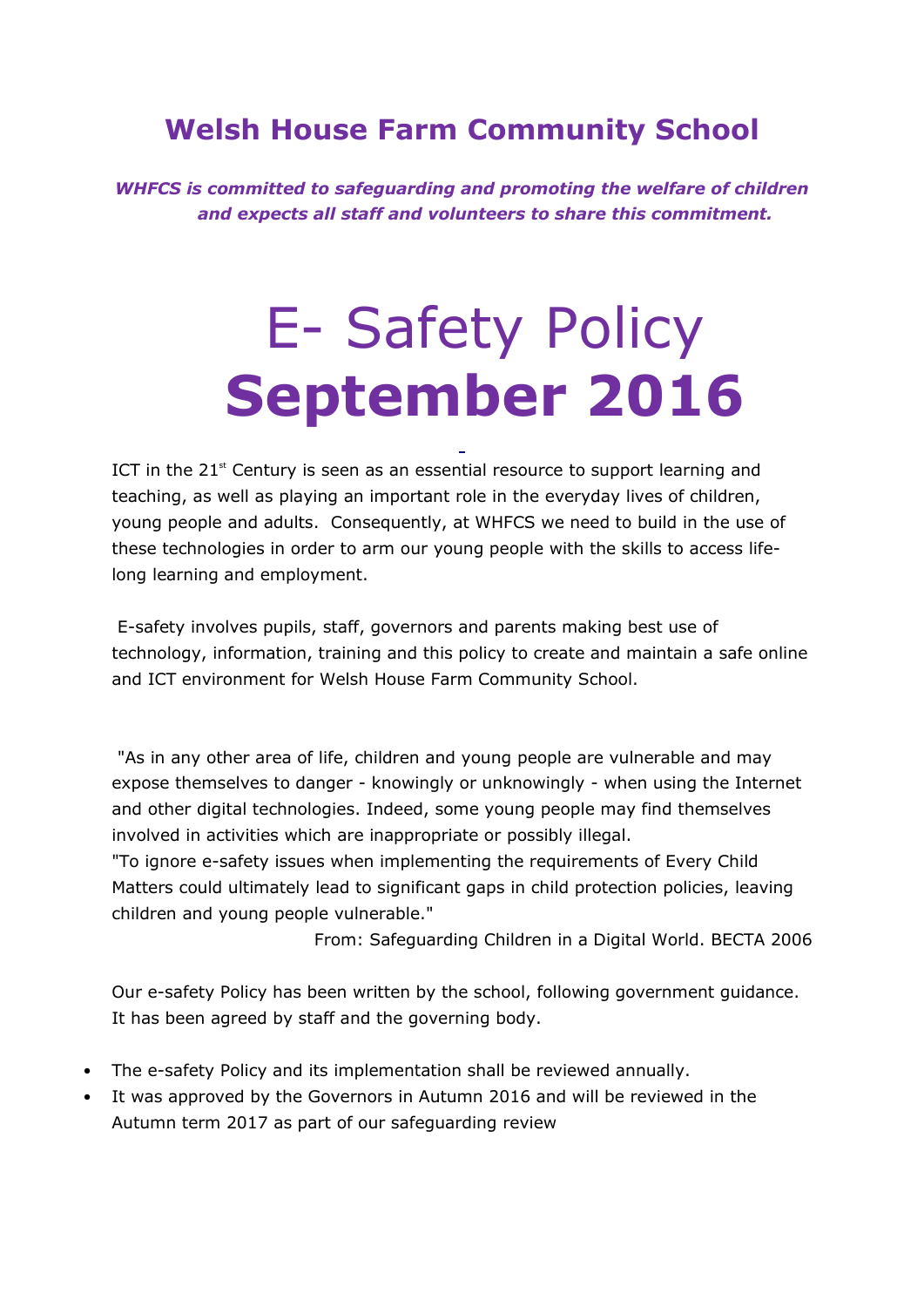## Welsh House Farm Community School

***WHFCS is committed to safeguarding and promoting the welfare of children and expects all staff and volunteers to share this commitment.***

# E- Safety Policy
# **September 2016**

ICT in the 21st Century is seen as an essential resource to support learning and teaching, as well as playing an important role in the everyday lives of children, young people and adults. Consequently, at WHFCS we need to build in the use of these technologies in order to arm our young people with the skills to access life-long learning and employment.

E-safety involves pupils, staff, governors and parents making best use of technology, information, training and this policy to create and maintain a safe online and ICT environment for Welsh House Farm Community School.

"As in any other area of life, children and young people are vulnerable and may expose themselves to danger - knowingly or unknowingly - when using the Internet and other digital technologies. Indeed, some young people may find themselves involved in activities which are inappropriate or possibly illegal.
"To ignore e-safety issues when implementing the requirements of Every Child Matters could ultimately lead to significant gaps in child protection policies, leaving children and young people vulnerable."

From: Safeguarding Children in a Digital World. BECTA 2006

Our e-safety Policy has been written by the school, following government guidance. It has been agreed by staff and the governing body.

- The e-safety Policy and its implementation shall be reviewed annually.
- It was approved by the Governors in Autumn 2016 and will be reviewed in the Autumn term 2017 as part of our safeguarding review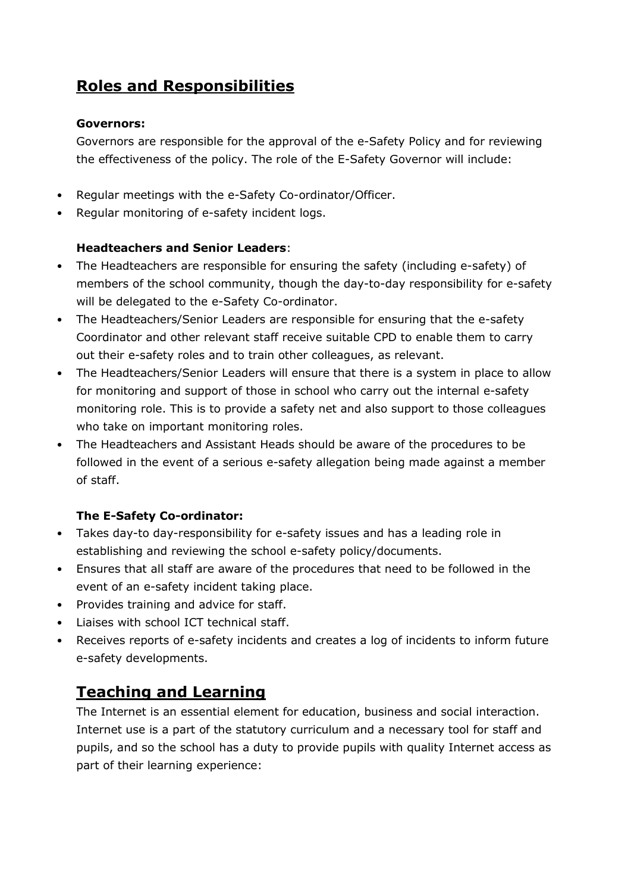## Roles and Responsibilities

**Governors:**

Governors are responsible for the approval of the e-Safety Policy and for reviewing the effectiveness of the policy. The role of the E-Safety Governor will include:

- Regular meetings with the e-Safety Co-ordinator/Officer.
- Regular monitoring of e-safety incident logs.

**Headteachers and Senior Leaders**:

- The Headteachers are responsible for ensuring the safety (including e-safety) of members of the school community, though the day-to-day responsibility for e-safety will be delegated to the e-Safety Co-ordinator.
- The Headteachers/Senior Leaders are responsible for ensuring that the e-safety Coordinator and other relevant staff receive suitable CPD to enable them to carry out their e-safety roles and to train other colleagues, as relevant.
- The Headteachers/Senior Leaders will ensure that there is a system in place to allow for monitoring and support of those in school who carry out the internal e-safety monitoring role. This is to provide a safety net and also support to those colleagues who take on important monitoring roles.
- The Headteachers and Assistant Heads should be aware of the procedures to be followed in the event of a serious e-safety allegation being made against a member of staff.

**The E-Safety Co-ordinator:**

- Takes day-to day-responsibility for e-safety issues and has a leading role in establishing and reviewing the school e-safety policy/documents.
- Ensures that all staff are aware of the procedures that need to be followed in the event of an e-safety incident taking place.
- Provides training and advice for staff.
- Liaises with school ICT technical staff.
- Receives reports of e-safety incidents and creates a log of incidents to inform future e-safety developments.

## Teaching and Learning

The Internet is an essential element for education, business and social interaction. Internet use is a part of the statutory curriculum and a necessary tool for staff and pupils, and so the school has a duty to provide pupils with quality Internet access as part of their learning experience: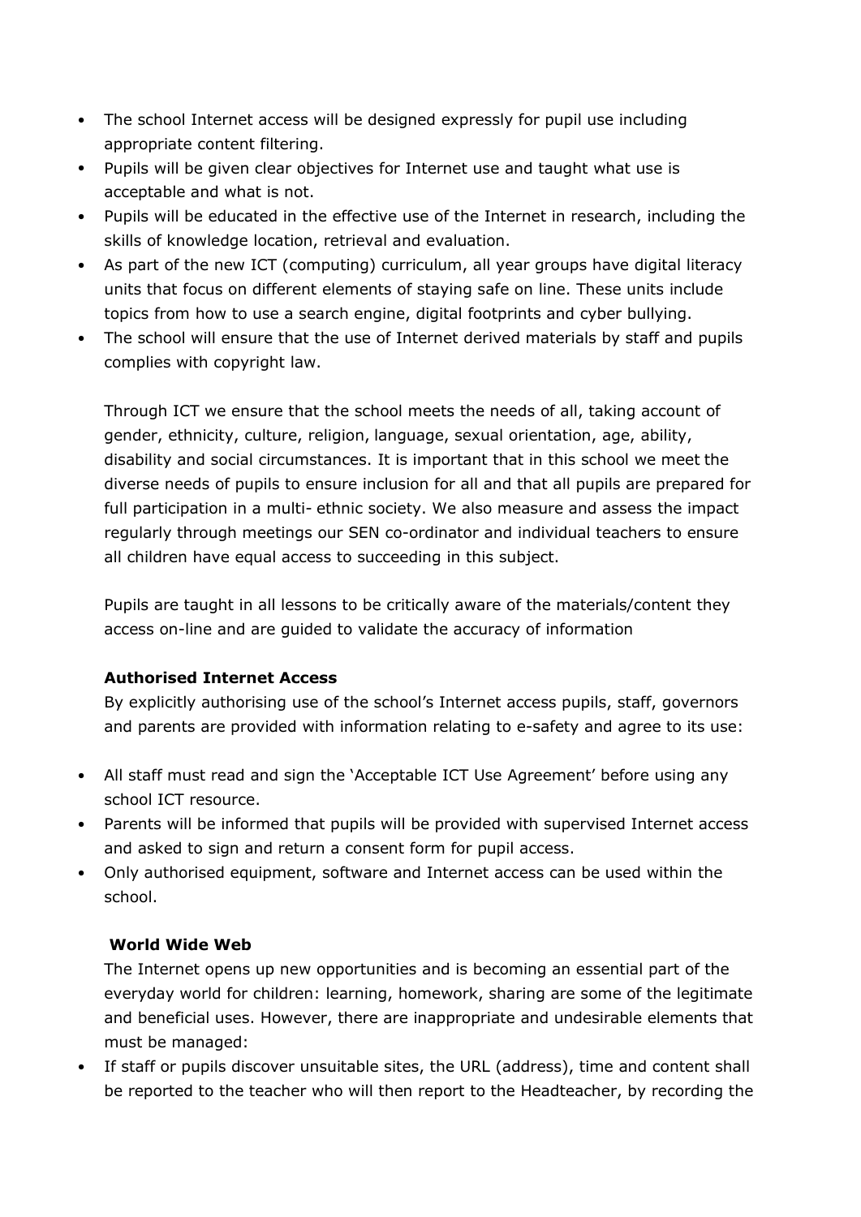- The school Internet access will be designed expressly for pupil use including appropriate content filtering.
- Pupils will be given clear objectives for Internet use and taught what use is acceptable and what is not.
- Pupils will be educated in the effective use of the Internet in research, including the skills of knowledge location, retrieval and evaluation.
- As part of the new ICT (computing) curriculum, all year groups have digital literacy units that focus on different elements of staying safe on line. These units include topics from how to use a search engine, digital footprints and cyber bullying.
- The school will ensure that the use of Internet derived materials by staff and pupils complies with copyright law.

Through ICT we ensure that the school meets the needs of all, taking account of gender, ethnicity, culture, religion, language, sexual orientation, age, ability, disability and social circumstances. It is important that in this school we meet the diverse needs of pupils to ensure inclusion for all and that all pupils are prepared for full participation in a multi- ethnic society. We also measure and assess the impact regularly through meetings our SEN co-ordinator and individual teachers to ensure all children have equal access to succeeding in this subject.

Pupils are taught in all lessons to be critically aware of the materials/content they access on-line and are guided to validate the accuracy of information

**Authorised Internet Access**

By explicitly authorising use of the school's Internet access pupils, staff, governors and parents are provided with information relating to e-safety and agree to its use:

- All staff must read and sign the 'Acceptable ICT Use Agreement' before using any school ICT resource.
- Parents will be informed that pupils will be provided with supervised Internet access and asked to sign and return a consent form for pupil access.
- Only authorised equipment, software and Internet access can be used within the school.

**World Wide Web**

The Internet opens up new opportunities and is becoming an essential part of the everyday world for children: learning, homework, sharing are some of the legitimate and beneficial uses. However, there are inappropriate and undesirable elements that must be managed:

- If staff or pupils discover unsuitable sites, the URL (address), time and content shall be reported to the teacher who will then report to the Headteacher, by recording the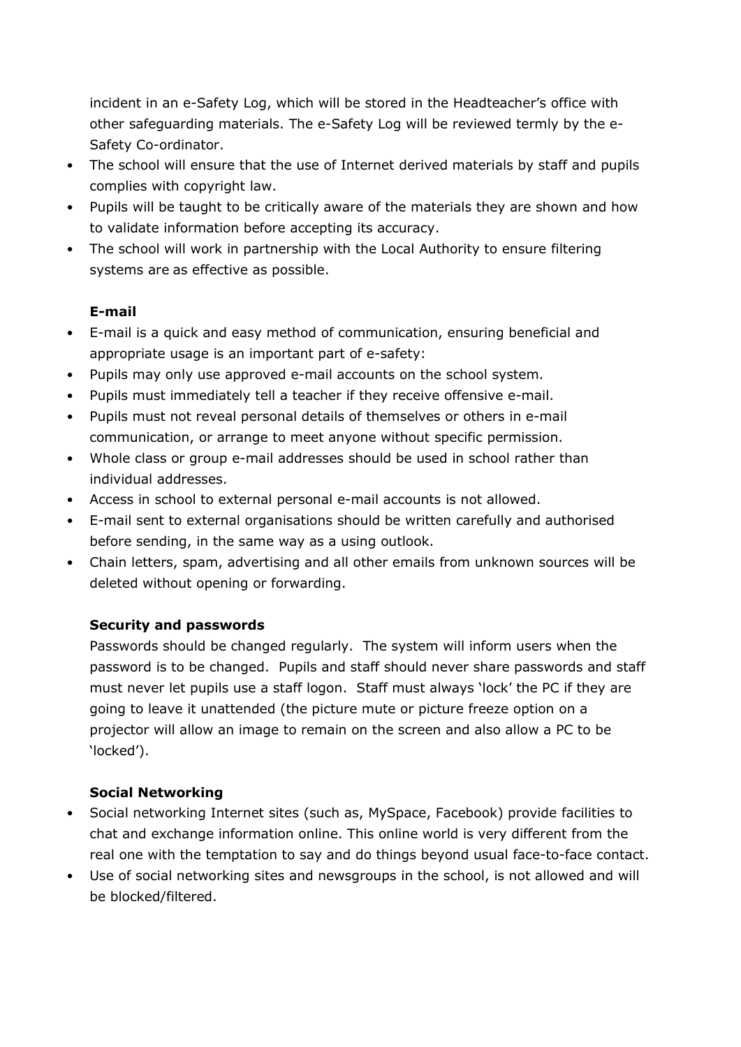incident in an e-Safety Log, which will be stored in the Headteacher's office with other safeguarding materials. The e-Safety Log will be reviewed termly by the e-Safety Co-ordinator.

- The school will ensure that the use of Internet derived materials by staff and pupils complies with copyright law.
- Pupils will be taught to be critically aware of the materials they are shown and how to validate information before accepting its accuracy.
- The school will work in partnership with the Local Authority to ensure filtering systems are as effective as possible.

**E-mail**

- E-mail is a quick and easy method of communication, ensuring beneficial and appropriate usage is an important part of e-safety:
- Pupils may only use approved e-mail accounts on the school system.
- Pupils must immediately tell a teacher if they receive offensive e-mail.
- Pupils must not reveal personal details of themselves or others in e-mail communication, or arrange to meet anyone without specific permission.
- Whole class or group e-mail addresses should be used in school rather than individual addresses.
- Access in school to external personal e-mail accounts is not allowed.
- E-mail sent to external organisations should be written carefully and authorised before sending, in the same way as a using outlook.
- Chain letters, spam, advertising and all other emails from unknown sources will be deleted without opening or forwarding.

**Security and passwords**

Passwords should be changed regularly. The system will inform users when the password is to be changed. Pupils and staff should never share passwords and staff must never let pupils use a staff logon. Staff must always 'lock' the PC if they are going to leave it unattended (the picture mute or picture freeze option on a projector will allow an image to remain on the screen and also allow a PC to be 'locked').

**Social Networking**

- Social networking Internet sites (such as, MySpace, Facebook) provide facilities to chat and exchange information online. This online world is very different from the real one with the temptation to say and do things beyond usual face-to-face contact.
- Use of social networking sites and newsgroups in the school, is not allowed and will be blocked/filtered.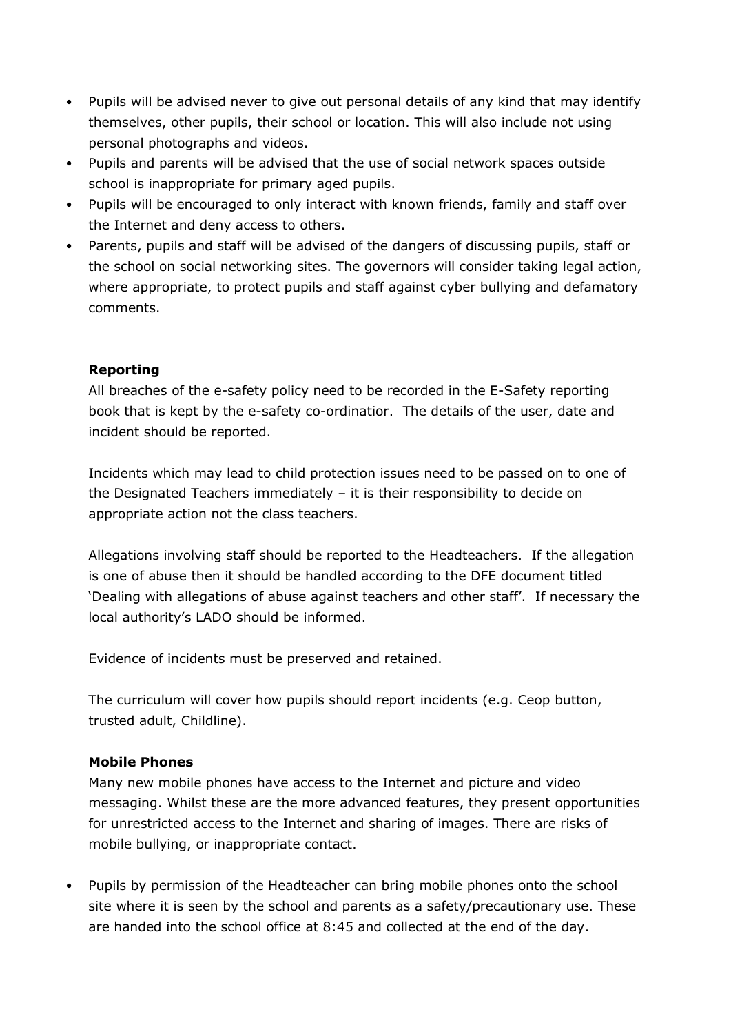- Pupils will be advised never to give out personal details of any kind that may identify themselves, other pupils, their school or location. This will also include not using personal photographs and videos.
- Pupils and parents will be advised that the use of social network spaces outside school is inappropriate for primary aged pupils.
- Pupils will be encouraged to only interact with known friends, family and staff over the Internet and deny access to others.
- Parents, pupils and staff will be advised of the dangers of discussing pupils, staff or the school on social networking sites. The governors will consider taking legal action, where appropriate, to protect pupils and staff against cyber bullying and defamatory comments.

**Reporting**

All breaches of the e-safety policy need to be recorded in the E-Safety reporting book that is kept by the e-safety co-ordinatior. The details of the user, date and incident should be reported.

Incidents which may lead to child protection issues need to be passed on to one of the Designated Teachers immediately – it is their responsibility to decide on appropriate action not the class teachers.

Allegations involving staff should be reported to the Headteachers. If the allegation is one of abuse then it should be handled according to the DFE document titled 'Dealing with allegations of abuse against teachers and other staff'. If necessary the local authority's LADO should be informed.

Evidence of incidents must be preserved and retained.

The curriculum will cover how pupils should report incidents (e.g. Ceop button, trusted adult, Childline).

**Mobile Phones**

Many new mobile phones have access to the Internet and picture and video messaging. Whilst these are the more advanced features, they present opportunities for unrestricted access to the Internet and sharing of images. There are risks of mobile bullying, or inappropriate contact.

- Pupils by permission of the Headteacher can bring mobile phones onto the school site where it is seen by the school and parents as a safety/precautionary use. These are handed into the school office at 8:45 and collected at the end of the day.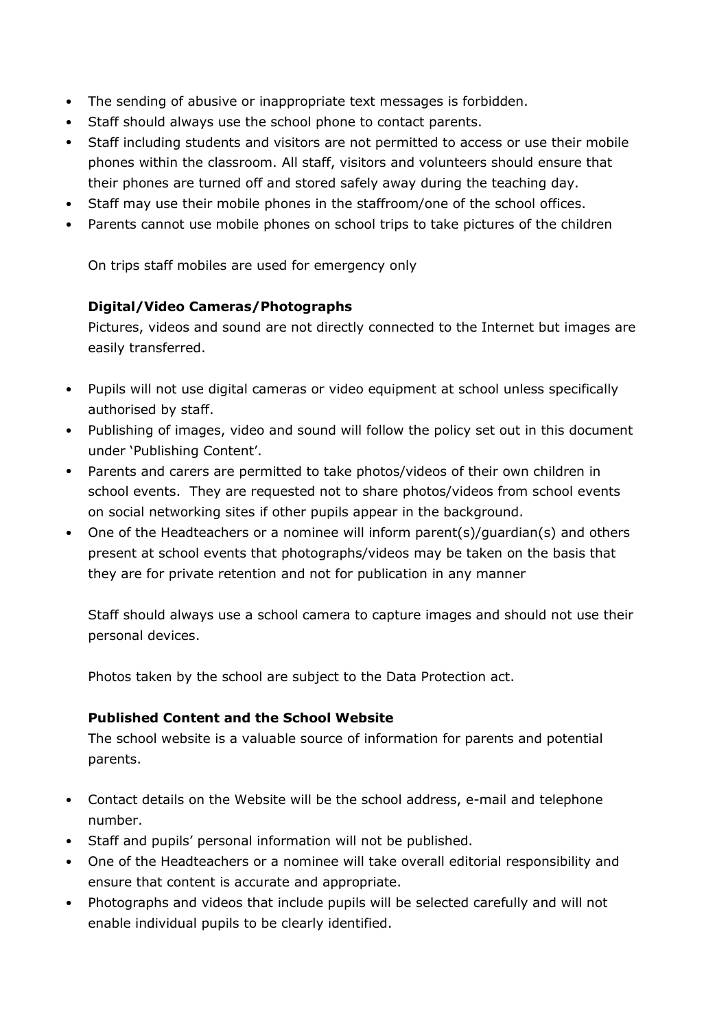- The sending of abusive or inappropriate text messages is forbidden.
- Staff should always use the school phone to contact parents.
- Staff including students and visitors are not permitted to access or use their mobile phones within the classroom. All staff, visitors and volunteers should ensure that their phones are turned off and stored safely away during the teaching day.
- Staff may use their mobile phones in the staffroom/one of the school offices.
- Parents cannot use mobile phones on school trips to take pictures of the children

On trips staff mobiles are used for emergency only

**Digital/Video Cameras/Photographs**

Pictures, videos and sound are not directly connected to the Internet but images are easily transferred.

- Pupils will not use digital cameras or video equipment at school unless specifically authorised by staff.
- Publishing of images, video and sound will follow the policy set out in this document under 'Publishing Content'.
- Parents and carers are permitted to take photos/videos of their own children in school events. They are requested not to share photos/videos from school events on social networking sites if other pupils appear in the background.
- One of the Headteachers or a nominee will inform parent(s)/guardian(s) and others present at school events that photographs/videos may be taken on the basis that they are for private retention and not for publication in any manner

Staff should always use a school camera to capture images and should not use their personal devices.

Photos taken by the school are subject to the Data Protection act.

**Published Content and the School Website**

The school website is a valuable source of information for parents and potential parents.

- Contact details on the Website will be the school address, e-mail and telephone number.
- Staff and pupils' personal information will not be published.
- One of the Headteachers or a nominee will take overall editorial responsibility and ensure that content is accurate and appropriate.
- Photographs and videos that include pupils will be selected carefully and will not enable individual pupils to be clearly identified.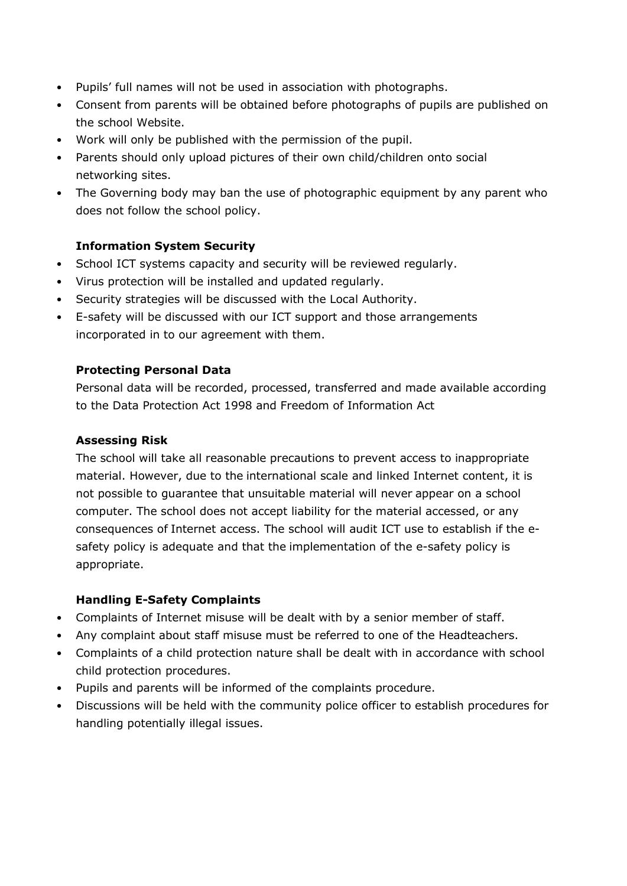- Pupils' full names will not be used in association with photographs.
- Consent from parents will be obtained before photographs of pupils are published on the school Website.
- Work will only be published with the permission of the pupil.
- Parents should only upload pictures of their own child/children onto social networking sites.
- The Governing body may ban the use of photographic equipment by any parent who does not follow the school policy.

**Information System Security**

- School ICT systems capacity and security will be reviewed regularly.
- Virus protection will be installed and updated regularly.
- Security strategies will be discussed with the Local Authority.
- E-safety will be discussed with our ICT support and those arrangements incorporated in to our agreement with them.

**Protecting Personal Data**

Personal data will be recorded, processed, transferred and made available according to the Data Protection Act 1998 and Freedom of Information Act

**Assessing Risk**

The school will take all reasonable precautions to prevent access to inappropriate material. However, due to the international scale and linked Internet content, it is not possible to guarantee that unsuitable material will never appear on a school computer. The school does not accept liability for the material accessed, or any consequences of Internet access. The school will audit ICT use to establish if the e-safety policy is adequate and that the implementation of the e-safety policy is appropriate.

**Handling E-Safety Complaints**

- Complaints of Internet misuse will be dealt with by a senior member of staff.
- Any complaint about staff misuse must be referred to one of the Headteachers.
- Complaints of a child protection nature shall be dealt with in accordance with school child protection procedures.
- Pupils and parents will be informed of the complaints procedure.
- Discussions will be held with the community police officer to establish procedures for handling potentially illegal issues.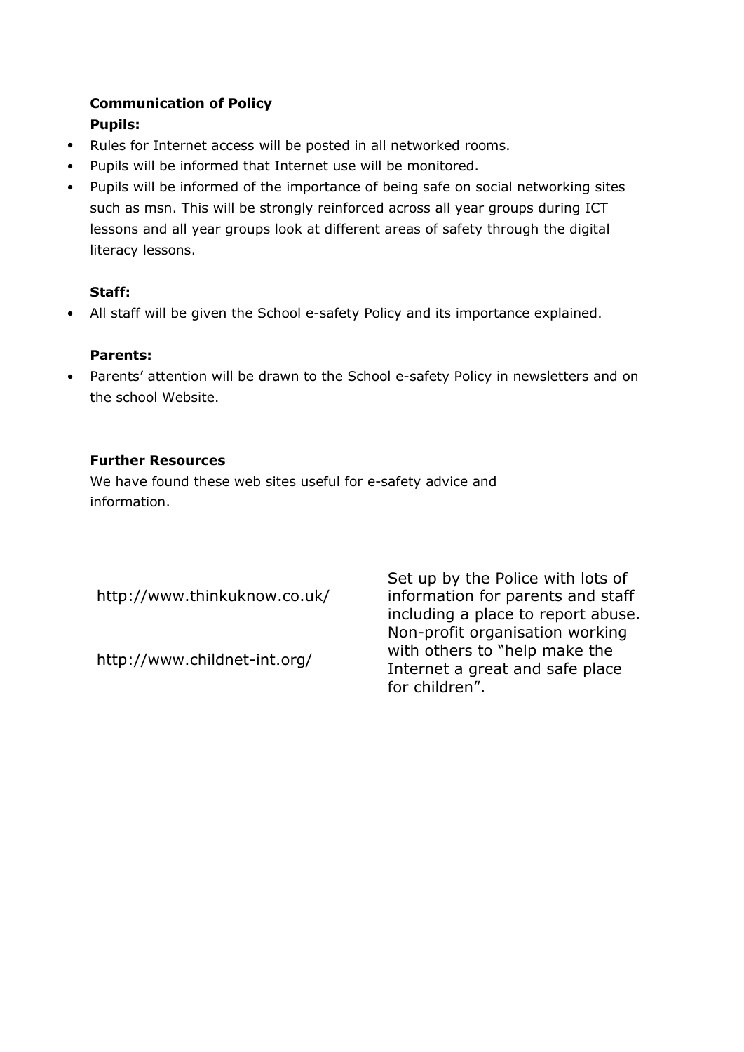**Communication of Policy**

**Pupils:**

- Rules for Internet access will be posted in all networked rooms.
- Pupils will be informed that Internet use will be monitored.
- Pupils will be informed of the importance of being safe on social networking sites such as msn. This will be strongly reinforced across all year groups during ICT lessons and all year groups look at different areas of safety through the digital literacy lessons.

**Staff:**

- All staff will be given the School e-safety Policy and its importance explained.

**Parents:**

- Parents' attention will be drawn to the School e-safety Policy in newsletters and on the school Website.

**Further Resources**

We have found these web sites useful for e-safety advice and information.

| | |
|---|---|
| http://www.thinkuknow.co.uk/ | Set up by the Police with lots of information for parents and staff including a place to report abuse. |
| http://www.childnet-int.org/ | Non-profit organisation working with others to "help make the Internet a great and safe place for children". |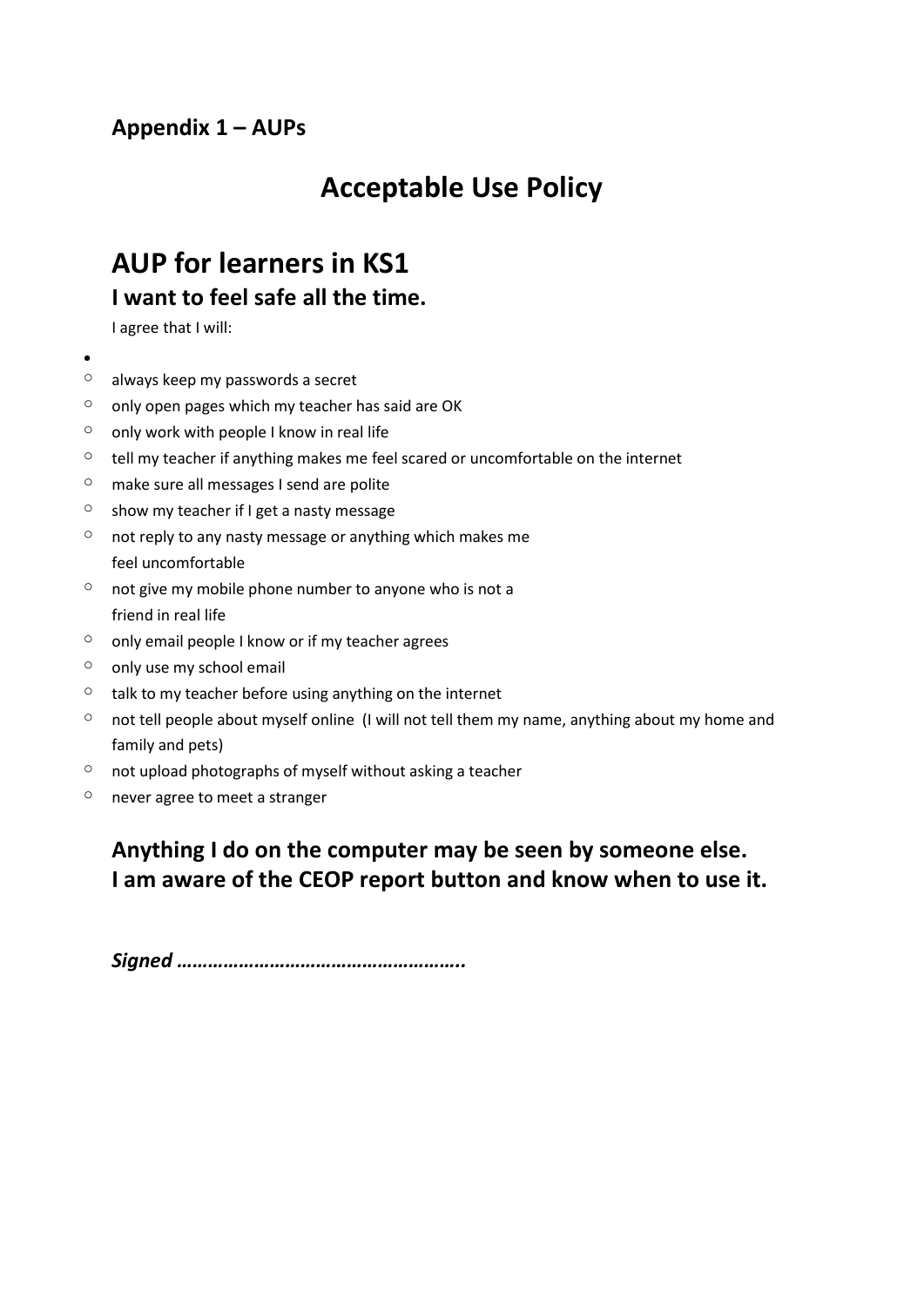**Appendix 1 – AUPs**

# Acceptable Use Policy

## AUP for learners in KS1

### I want to feel safe all the time.

I agree that I will:

- always keep my passwords a secret
- only open pages which my teacher has said are OK
- only work with people I know in real life
- tell my teacher if anything makes me feel scared or uncomfortable on the internet
- make sure all messages I send are polite
- show my teacher if I get a nasty message
- not reply to any nasty message or anything which makes me feel uncomfortable
- not give my mobile phone number to anyone who is not a friend in real life
- only email people I know or if my teacher agrees
- only use my school email
- talk to my teacher before using anything on the internet
- not tell people about myself online (I will not tell them my name, anything about my home and family and pets)
- not upload photographs of myself without asking a teacher
- never agree to meet a stranger

**Anything I do on the computer may be seen by someone else.**
**I am aware of the CEOP report button and know when to use it.**

***Signed ………………………………………………..***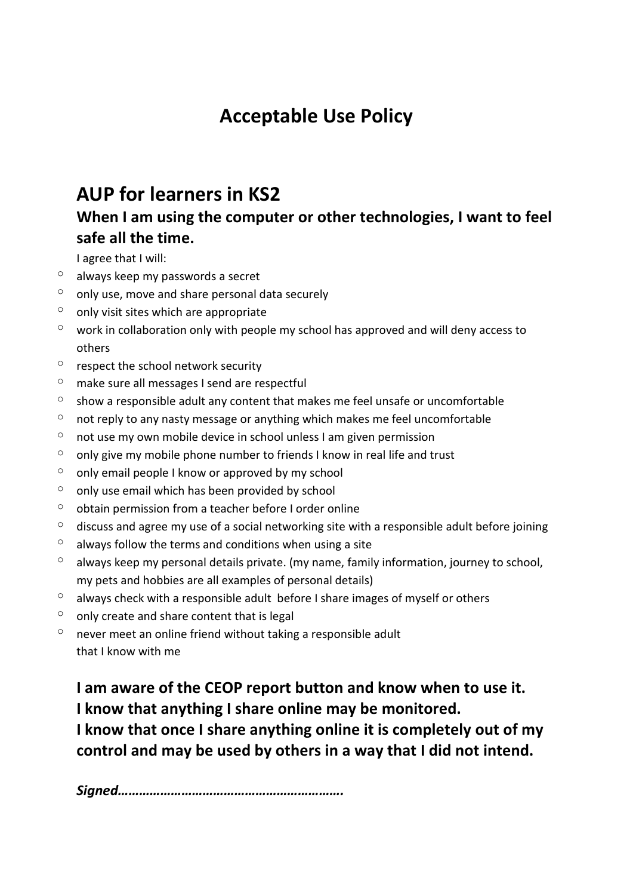# Acceptable Use Policy

## AUP for learners in KS2

### When I am using the computer or other technologies, I want to feel safe all the time.

I agree that I will:

- always keep my passwords a secret
- only use, move and share personal data securely
- only visit sites which are appropriate
- work in collaboration only with people my school has approved and will deny access to others
- respect the school network security
- make sure all messages I send are respectful
- show a responsible adult any content that makes me feel unsafe or uncomfortable
- not reply to any nasty message or anything which makes me feel uncomfortable
- not use my own mobile device in school unless I am given permission
- only give my mobile phone number to friends I know in real life and trust
- only email people I know or approved by my school
- only use email which has been provided by school
- obtain permission from a teacher before I order online
- discuss and agree my use of a social networking site with a responsible adult before joining
- always follow the terms and conditions when using a site
- always keep my personal details private. (my name, family information, journey to school, my pets and hobbies are all examples of personal details)
- always check with a responsible adult before I share images of myself or others
- only create and share content that is legal
- never meet an online friend without taking a responsible adult that I know with me

**I am aware of the CEOP report button and know when to use it.**
**I know that anything I share online may be monitored.**
**I know that once I share anything online it is completely out of my control and may be used by others in a way that I did not intend.**

***Signed…………………………………………………….***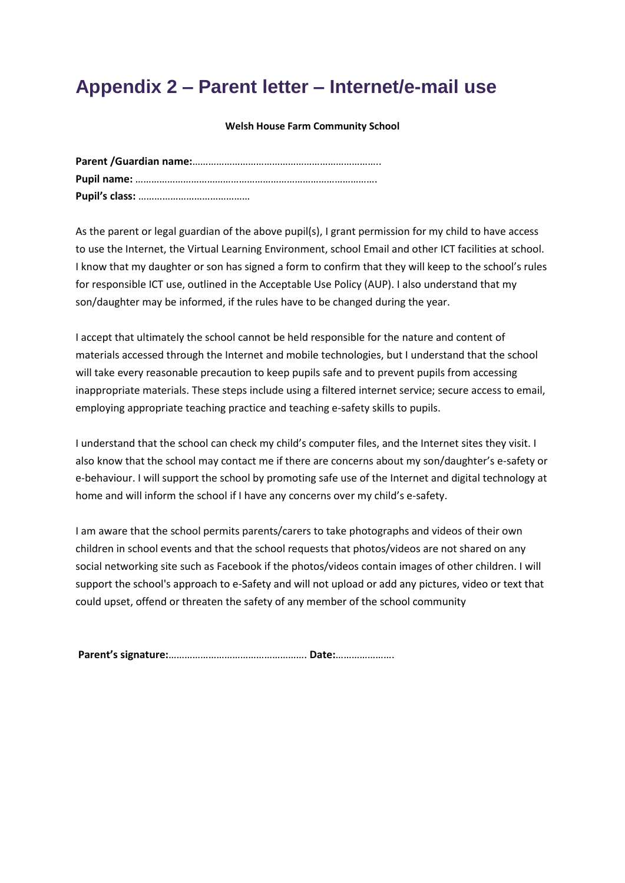# Appendix 2 – Parent letter – Internet/e-mail use

**Welsh House Farm Community School**

**Parent /Guardian name:**………………………………………………………………..
**Pupil name:** …………………………………………………………………………….
**Pupil's class:** ……………………………………

As the parent or legal guardian of the above pupil(s), I grant permission for my child to have access to use the Internet, the Virtual Learning Environment, school Email and other ICT facilities at school. I know that my daughter or son has signed a form to confirm that they will keep to the school's rules for responsible ICT use, outlined in the Acceptable Use Policy (AUP). I also understand that my son/daughter may be informed, if the rules have to be changed during the year.

I accept that ultimately the school cannot be held responsible for the nature and content of materials accessed through the Internet and mobile technologies, but I understand that the school will take every reasonable precaution to keep pupils safe and to prevent pupils from accessing inappropriate materials. These steps include using a filtered internet service; secure access to email, employing appropriate teaching practice and teaching e-safety skills to pupils.

I understand that the school can check my child's computer files, and the Internet sites they visit. I also know that the school may contact me if there are concerns about my son/daughter's e-safety or e-behaviour. I will support the school by promoting safe use of the Internet and digital technology at home and will inform the school if I have any concerns over my child's e-safety.

I am aware that the school permits parents/carers to take photographs and videos of their own children in school events and that the school requests that photos/videos are not shared on any social networking site such as Facebook if the photos/videos contain images of other children. I will support the school's approach to e-Safety and will not upload or add any pictures, video or text that could upset, offend or threaten the safety of any member of the school community

**Parent's signature:**……………………………………………. **Date:**………………….